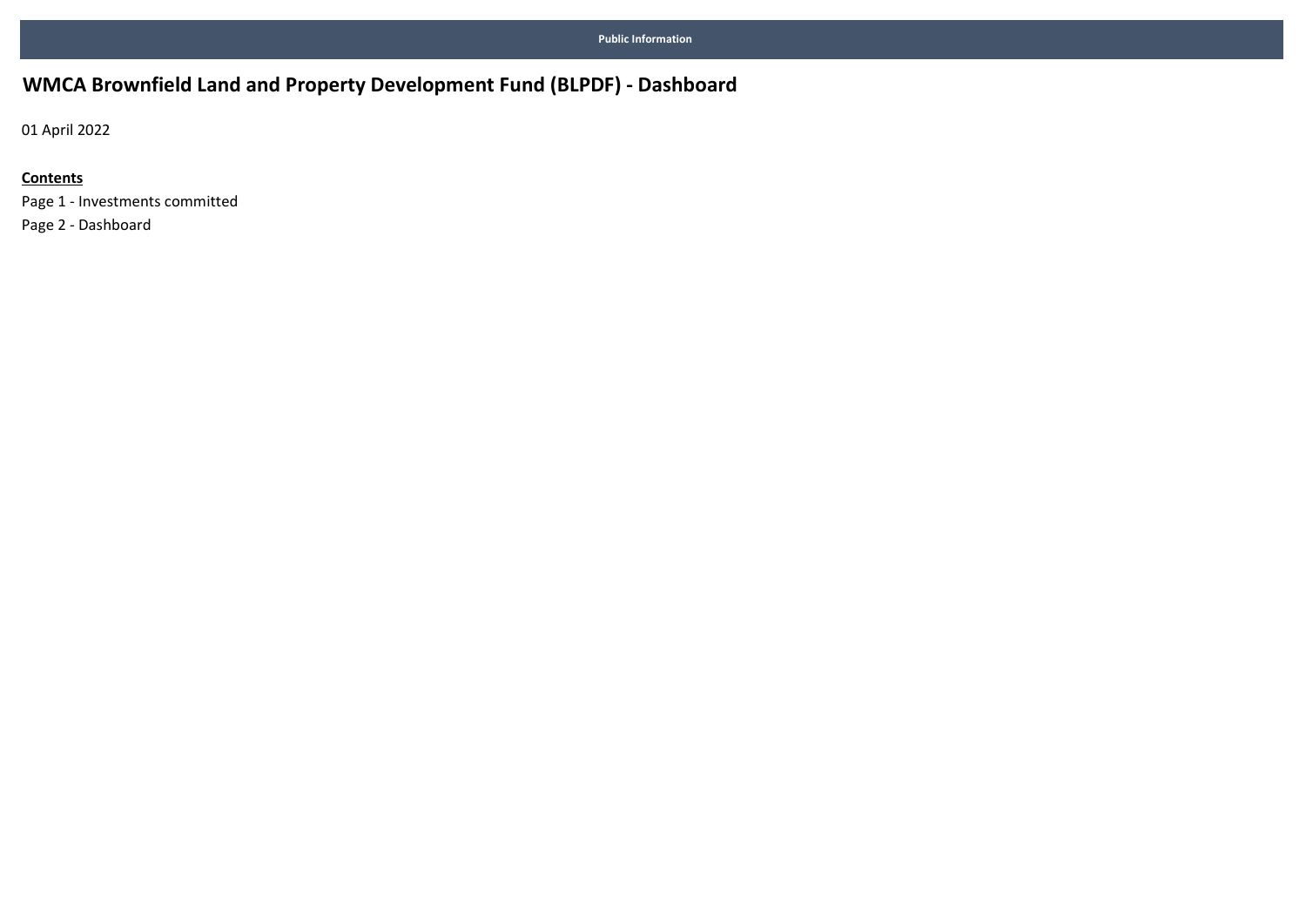Public Information

# WMCA Brownfield Land and Property Development Fund (BLPDF) - Dashboard

01 April 2022

**Contents**

Page 1 - Investments committed

Page 2 - Dashboard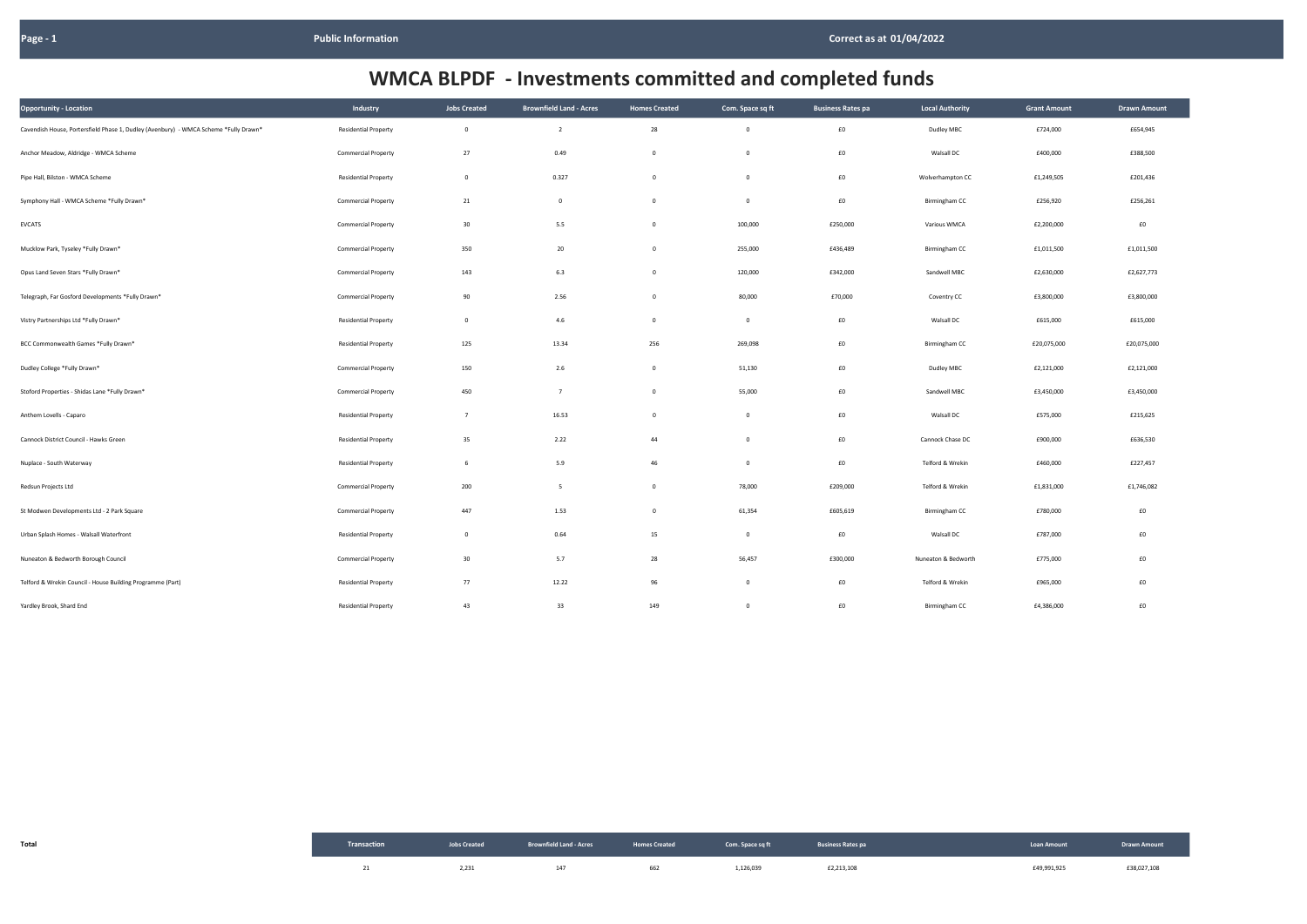# WMCA BLPDF - Investments committed and completed funds

| Opportunity - Location | Industry | Jobs Created | Brownfield Land - Acres | Homes Created | Com. Space sq ft | Business Rates pa | Local Authority | Grant Amount | Drawn Amount |
|---|---|---|---|---|---|---|---|---|---|
| Cavendish House, Portersfield Phase 1, Dudley (Avenbury) - WMCA Scheme *Fully Drawn* | Residential Property | 0 | 2 | 28 | 0 | £0 | Dudley MBC | £724,000 | £654,945 |
| Anchor Meadow, Aldridge - WMCA Scheme | Commercial Property | 27 | 0.49 | 0 | 0 | £0 | Walsall DC | £400,000 | £388,500 |
| Pipe Hall, Bilston - WMCA Scheme | Residential Property | 0 | 0.327 | 0 | 0 | £0 | Wolverhampton CC | £1,249,505 | £201,436 |
| Symphony Hall - WMCA Scheme *Fully Drawn* | Commercial Property | 21 | 0 | 0 | 0 | £0 | Birmingham CC | £256,920 | £256,261 |
| EVCATS | Commercial Property | 30 | 5.5 | 0 | 100,000 | £250,000 | Various WMCA | £2,200,000 | £0 |
| Mucklow Park, Tyseley *Fully Drawn* | Commercial Property | 350 | 20 | 0 | 255,000 | £436,489 | Birmingham CC | £1,011,500 | £1,011,500 |
| Opus Land Seven Stars *Fully Drawn* | Commercial Property | 143 | 6.3 | 0 | 120,000 | £342,000 | Sandwell MBC | £2,630,000 | £2,627,773 |
| Telegraph, Far Gosford Developments *Fully Drawn* | Commercial Property | 90 | 2.56 | 0 | 80,000 | £70,000 | Coventry CC | £3,800,000 | £3,800,000 |
| Vistry Partnerships Ltd *Fully Drawn* | Residential Property | 0 | 4.6 | 0 | 0 | £0 | Walsall DC | £615,000 | £615,000 |
| BCC Commonwealth Games *Fully Drawn* | Residential Property | 125 | 13.34 | 256 | 269,098 | £0 | Birmingham CC | £20,075,000 | £20,075,000 |
| Dudley College *Fully Drawn* | Commercial Property | 150 | 2.6 | 0 | 51,130 | £0 | Dudley MBC | £2,121,000 | £2,121,000 |
| Stoford Properties - Shidas Lane *Fully Drawn* | Commercial Property | 450 | 7 | 0 | 55,000 | £0 | Sandwell MBC | £3,450,000 | £3,450,000 |
| Anthem Lovells - Caparo | Residential Property | 7 | 16.53 | 0 | 0 | £0 | Walsall DC | £575,000 | £215,625 |
| Cannock District Council - Hawks Green | Residential Property | 35 | 2.22 | 44 | 0 | £0 | Cannock Chase DC | £900,000 | £636,530 |
| Nuplace - South Waterway | Residential Property | 6 | 5.9 | 46 | 0 | £0 | Telford & Wrekin | £460,000 | £227,457 |
| Redsun Projects Ltd | Commercial Property | 200 | 5 | 0 | 78,000 | £209,000 | Telford & Wrekin | £1,831,000 | £1,746,082 |
| St Modwen Developments Ltd - 2 Park Square | Commercial Property | 447 | 1.53 | 0 | 61,354 | £605,619 | Birmingham CC | £780,000 | £0 |
| Urban Splash Homes - Walsall Waterfront | Residential Property | 0 | 0.64 | 15 | 0 | £0 | Walsall DC | £787,000 | £0 |
| Nuneaton & Bedworth Borough Council | Commercial Property | 30 | 5.7 | 28 | 56,457 | £300,000 | Nuneaton & Bedworth | £775,000 | £0 |
| Telford & Wrekin Council - House Building Programme (Part) | Residential Property | 77 | 12.22 | 96 | 0 | £0 | Telford & Wrekin | £965,000 | £0 |
| Yardley Brook, Shard End | Residential Property | 43 | 33 | 149 | 0 | £0 | Birmingham CC | £4,386,000 | £0 |

**Total**

| Transaction | Jobs Created | Brownfield Land - Acres | Homes Created | Com. Space sq ft | Business Rates pa | Loan Amount | Drawn Amount |
|---|---|---|---|---|---|---|---|
| 21 | 2,231 | 147 | 662 | 1,126,039 | £2,213,108 | £49,991,925 | £38,027,108 |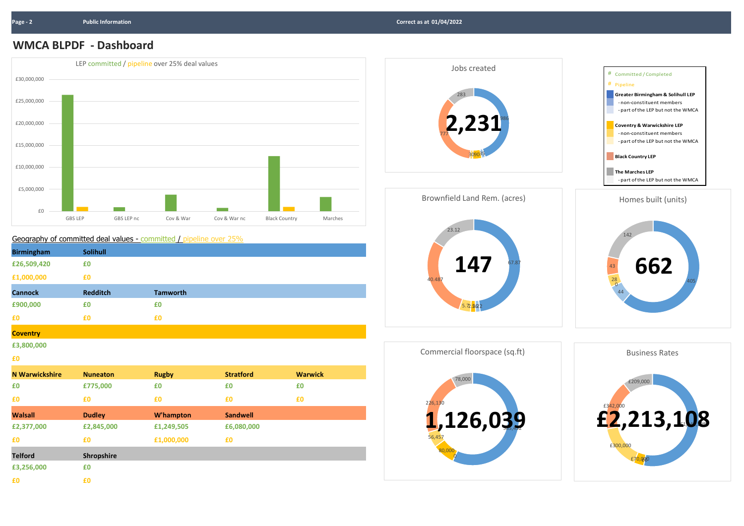# WMCA BLPDF - Dashboard

LEP committed / pipeline over 25% deal values

£30,000,000
£25,000,000
£20,000,000
£15,000,000
£10,000,000
£5,000,000
£0

GBS LEP
GBS LEP nc
Cov & War
Cov & War nc
Black Country
Marches

## Geography of committed deal values - committed / pipeline over 25%

| Birmingham | Solihull | | | |
|---|---|---|---|---|
| £26,509,420 | £0 | | | |
| £1,000,000 | £0 | | | |
| **Cannock** | **Redditch** | **Tamworth** | | |
| £900,000 | £0 | £0 | | |
| £0 | £0 | £0 | | |
| **Coventry** | | | | |
| £3,800,000 | | | | |
| £0 | | | | |
| **N Warwickshire** | **Nuneaton** | **Rugby** | **Stratford** | **Warwick** |
| £0 | £775,000 | £0 | £0 | £0 |
| £0 | £0 | £0 | £0 | £0 |
| **Walsall** | **Dudley** | **W'hampton** | **Sandwell** | |
| £2,377,000 | £2,845,000 | £1,249,505 | £6,080,000 | |
| £0 | £0 | £1,000,000 | £0 | |
| **Telford** | **Shropshire** | | | |
| £3,256,000 | £0 | | | |
| £0 | £0 | | | |

### Jobs created

2,231

986
777
283
30
90
35

# Committed / Completed
# Pipeline
Greater Birmingham & Solihull LEP
- non-constituent members
- part of the LEP but not the WMCA
Coventry & Warwickshire LEP
- non-constituent members
- part of the LEP but not the WMCA
Black Country LEP
The Marches LEP
- part of the LEP but not the WMCA

### Brownfield Land Rem. (acres)

147

67.87
40.487
23.12
5.72
1
2.6
2

### Homes built (units)

662

405
142
43
28
0
44

### Commercial floorspace (sq.ft)

1,126,039

78,000
226,130
56,457
80,000
0
585,452

### Business Rates

£2,213,108

£209,000
£342,000
£300,000
£70,000
0